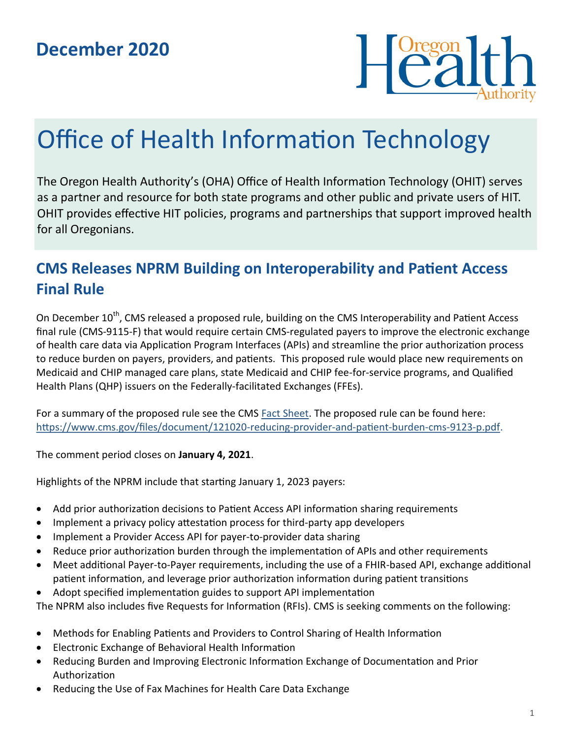# December 2020

Oregon Health Authority

# Office of Health Information Technology

The Oregon Health Authority's (OHA) Office of Health Information Technology (OHIT) serves as a partner and resource for both state programs and other public and private users of HIT. OHIT provides effective HIT policies, programs and partnerships that support improved health for all Oregonians.

## CMS Releases NPRM Building on Interoperability and Patient Access Final Rule

On December 10th, CMS released a proposed rule, building on the CMS Interoperability and Patient Access final rule (CMS-9115-F) that would require certain CMS-regulated payers to improve the electronic exchange of health care data via Application Program Interfaces (APIs) and streamline the prior authorization process to reduce burden on payers, providers, and patients. This proposed rule would place new requirements on Medicaid and CHIP managed care plans, state Medicaid and CHIP fee-for-service programs, and Qualified Health Plans (QHP) issuers on the Federally-facilitated Exchanges (FFEs).

For a summary of the proposed rule see the CMS Fact Sheet. The proposed rule can be found here: https://www.cms.gov/files/document/121020-reducing-provider-and-patient-burden-cms-9123-p.pdf.

The comment period closes on **January 4, 2021**.

Highlights of the NPRM include that starting January 1, 2023 payers:

- Add prior authorization decisions to Patient Access API information sharing requirements
- Implement a privacy policy attestation process for third-party app developers
- Implement a Provider Access API for payer-to-provider data sharing
- Reduce prior authorization burden through the implementation of APIs and other requirements
- Meet additional Payer-to-Payer requirements, including the use of a FHIR-based API, exchange additional patient information, and leverage prior authorization information during patient transitions
- Adopt specified implementation guides to support API implementation

The NPRM also includes five Requests for Information (RFIs). CMS is seeking comments on the following:

- Methods for Enabling Patients and Providers to Control Sharing of Health Information
- Electronic Exchange of Behavioral Health Information
- Reducing Burden and Improving Electronic Information Exchange of Documentation and Prior Authorization
- Reducing the Use of Fax Machines for Health Care Data Exchange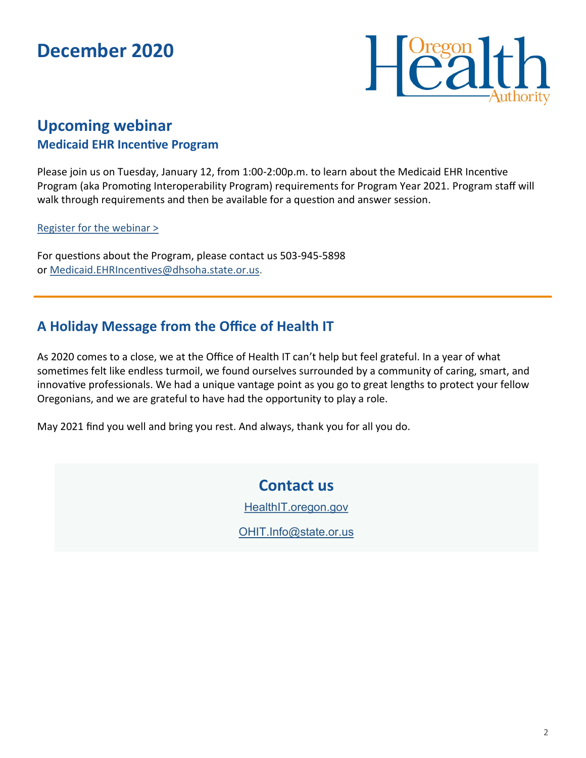# December 2020

## Upcoming webinar

### Medicaid EHR Incentive Program

Please join us on Tuesday, January 12, from 1:00-2:00p.m. to learn about the Medicaid EHR Incentive Program (aka Promoting Interoperability Program) requirements for Program Year 2021. Program staff will walk through requirements and then be available for a question and answer session.

Register for the webinar >

For questions about the Program, please contact us 503-945-5898 or Medicaid.EHRIncentives@dhsoha.state.or.us.

---

## A Holiday Message from the Office of Health IT

As 2020 comes to a close, we at the Office of Health IT can't help but feel grateful. In a year of what sometimes felt like endless turmoil, we found ourselves surrounded by a community of caring, smart, and innovative professionals. We had a unique vantage point as you go to great lengths to protect your fellow Oregonians, and we are grateful to have had the opportunity to play a role.

May 2021 find you well and bring you rest. And always, thank you for all you do.

## Contact us

HealthIT.oregon.gov

OHIT.Info@state.or.us